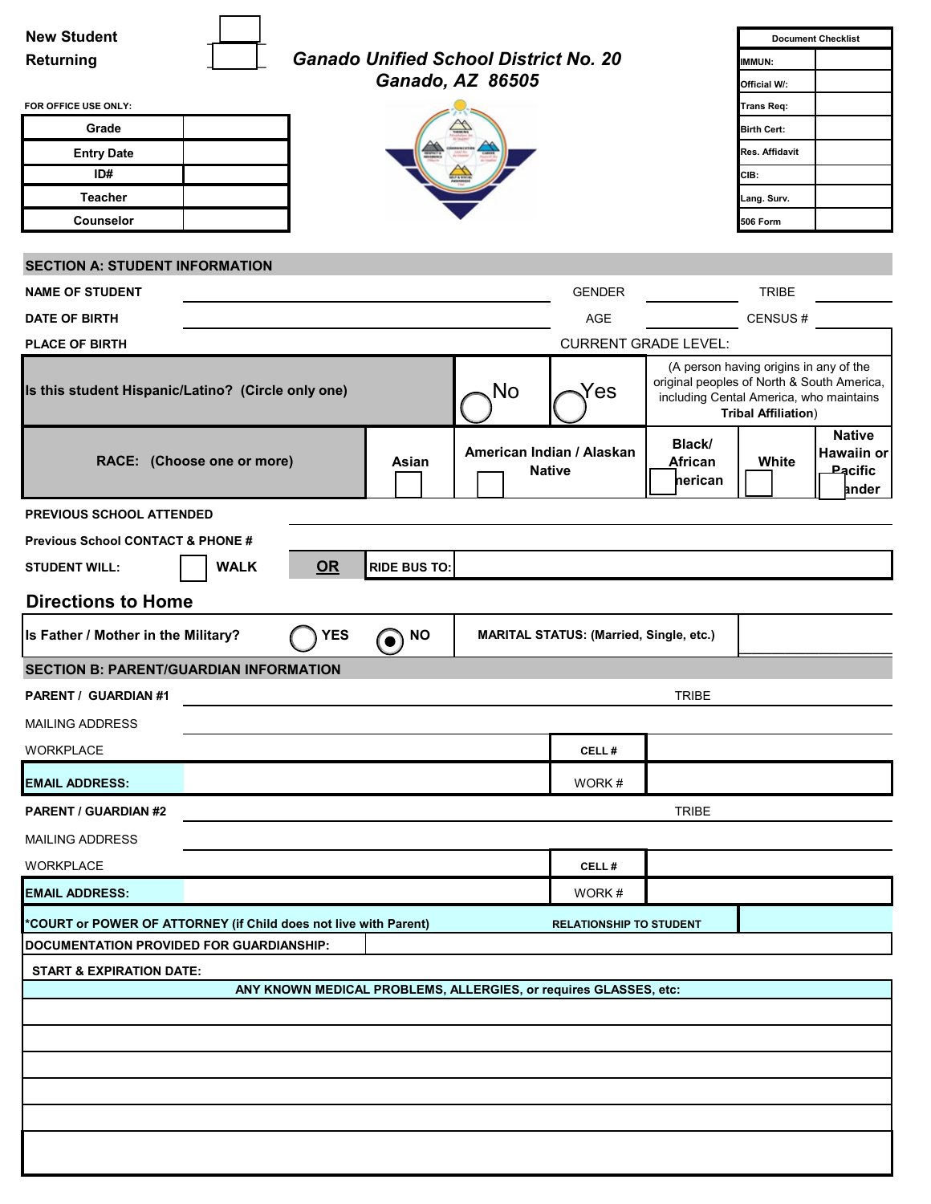New Student ☐
Returning ☐

# Ganado Unified School District No. 20
## Ganado, AZ 86505

FOR OFFICE USE ONLY:

| Grade | |
|---|---|
| Entry Date | |
| ID# | |
| Teacher | |
| Counselor | |

| Document Checklist | |
|---|---|
| IMMUN: | |
| Official W/: | |
| Trans Req: | |
| Birth Cert: | |
| Res. Affidavit | |
| CIB: | |
| Lang. Surv. | |
| 506 Form | |

## SECTION A: STUDENT INFORMATION

NAME OF STUDENT ______________________ GENDER ________ TRIBE ________

DATE OF BIRTH ______________________ AGE ________ CENSUS # ________

PLACE OF BIRTH ______________________ CURRENT GRADE LEVEL: ________

| Is this student Hispanic/Latino? (Circle only one) | ◯ No | ◯ Yes | (A person having origins in any of the original peoples of North & South America, including Cental America, who maintains **Tribal Affiliation**) |
|---|---|---|---|

| RACE: (Choose one or more) | Asian ☐ | American Indian / Alaskan Native ☐ | Black/ African American ☐ | White ☐ | Native Hawaiin or Pacific Islander ☐ |
|---|---|---|---|---|---|

PREVIOUS SCHOOL ATTENDED ______________________

Previous School CONTACT & PHONE # ______________________

STUDENT WILL: ☐ WALK **OR** RIDE BUS TO: ______________________

## Directions to Home

Is Father / Mother in the Military? ◯ YES ◉ NO    MARITAL STATUS: (Married, Single, etc.) ________

## SECTION B: PARENT/GUARDIAN INFORMATION

PARENT / GUARDIAN #1 ______________________ TRIBE ________

MAILING ADDRESS ______________________

WORKPLACE ______________________ CELL # ________

EMAIL ADDRESS: ______________________ WORK # ________

PARENT / GUARDIAN #2 ______________________ TRIBE ________

MAILING ADDRESS ______________________

WORKPLACE ______________________ CELL # ________

EMAIL ADDRESS: ______________________ WORK # ________

*COURT or POWER OF ATTORNEY (if Child does not live with Parent)    RELATIONSHIP TO STUDENT ________

DOCUMENTATION PROVIDED FOR GUARDIANSHIP: ______________________

START & EXPIRATION DATE: ______________________

**ANY KNOWN MEDICAL PROBLEMS, ALLERGIES, or requires GLASSES, etc:**

______________________

______________________

______________________

______________________

______________________

______________________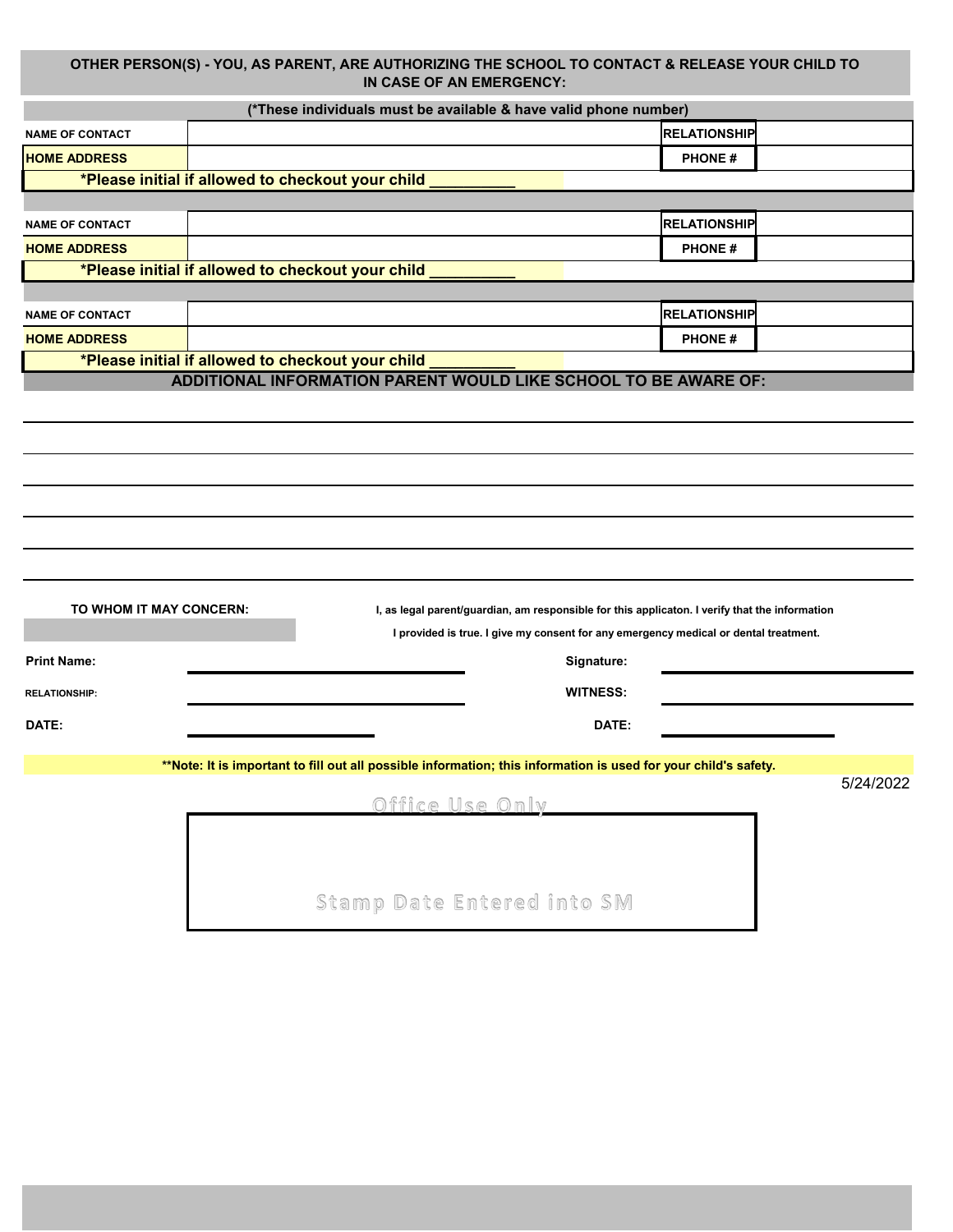**OTHER PERSON(S) - YOU, AS PARENT, ARE AUTHORIZING THE SCHOOL TO CONTACT & RELEASE YOUR CHILD TO IN CASE OF AN EMERGENCY:**

**(*These individuals must be available & have valid phone number)**

| | | | |
|---|---|---|---|
| **NAME OF CONTACT** | | **RELATIONSHIP** | |
| **HOME ADDRESS** | | **PHONE #** | |
| ***Please initial if allowed to checkout your child __________** | | | |

| | | | |
|---|---|---|---|
| **NAME OF CONTACT** | | **RELATIONSHIP** | |
| **HOME ADDRESS** | | **PHONE #** | |
| ***Please initial if allowed to checkout your child __________** | | | |

| | | | |
|---|---|---|---|
| **NAME OF CONTACT** | | **RELATIONSHIP** | |
| **HOME ADDRESS** | | **PHONE #** | |
| ***Please initial if allowed to checkout your child __________** | | | |

**ADDITIONAL INFORMATION PARENT WOULD LIKE SCHOOL TO BE AWARE OF:**

______________________________________________________________________

______________________________________________________________________

______________________________________________________________________

______________________________________________________________________

______________________________________________________________________

______________________________________________________________________

**TO WHOM IT MAY CONCERN:**

**I, as legal parent/guardian, am responsible for this applicaton. I verify that the information I provided is true. I give my consent for any emergency medical or dental treatment.**

**Print Name:** ____________________ **Signature:** ____________________

**RELATIONSHIP:** ____________________ **WITNESS:** ____________________

**DATE:** ____________________ **DATE:** ____________________

****Note: It is important to fill out all possible information; this information is used for your child's safety.**

5/24/2022

Office Use Only

Stamp Date Entered into SM